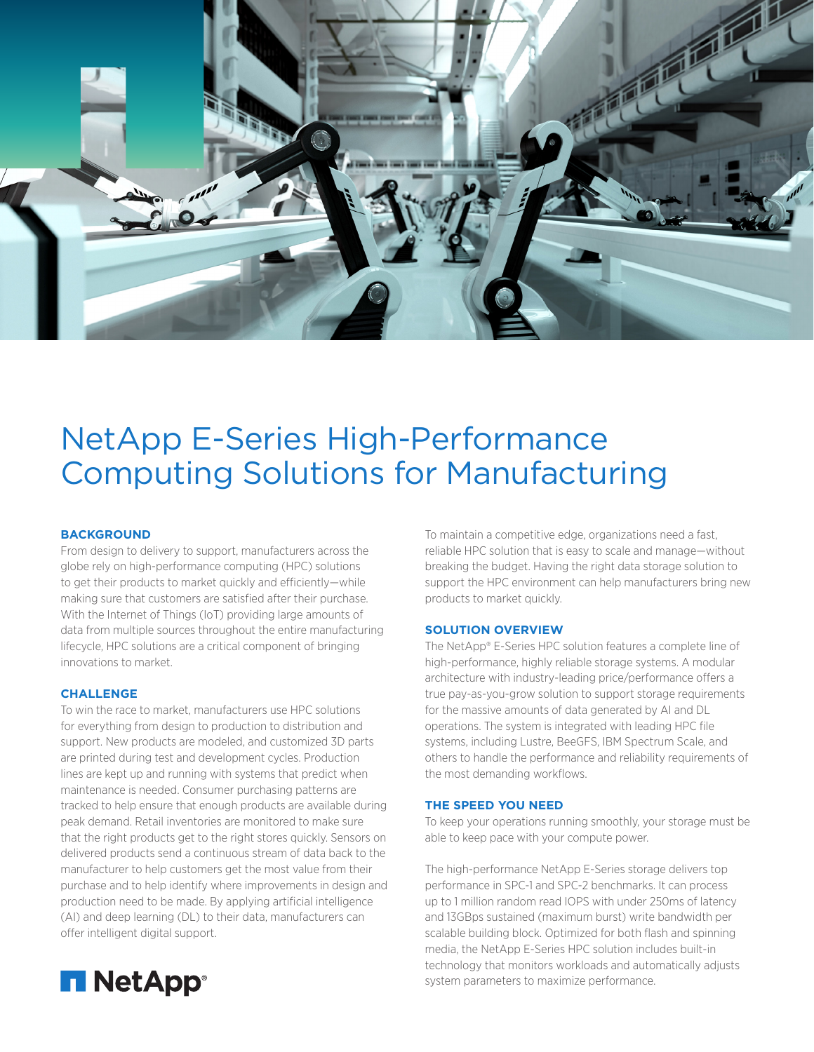# NetApp E-Series High-Performance Computing Solutions for Manufacturing

## BACKGROUND

From design to delivery to support, manufacturers across the globe rely on high-performance computing (HPC) solutions to get their products to market quickly and efficiently—while making sure that customers are satisfied after their purchase. With the Internet of Things (IoT) providing large amounts of data from multiple sources throughout the entire manufacturing lifecycle, HPC solutions are a critical component of bringing innovations to market.

## CHALLENGE

To win the race to market, manufacturers use HPC solutions for everything from design to production to distribution and support. New products are modeled, and customized 3D parts are printed during test and development cycles. Production lines are kept up and running with systems that predict when maintenance is needed. Consumer purchasing patterns are tracked to help ensure that enough products are available during peak demand. Retail inventories are monitored to make sure that the right products get to the right stores quickly. Sensors on delivered products send a continuous stream of data back to the manufacturer to help customers get the most value from their purchase and to help identify where improvements in design and production need to be made. By applying artificial intelligence (AI) and deep learning (DL) to their data, manufacturers can offer intelligent digital support.

To maintain a competitive edge, organizations need a fast, reliable HPC solution that is easy to scale and manage—without breaking the budget. Having the right data storage solution to support the HPC environment can help manufacturers bring new products to market quickly.

## SOLUTION OVERVIEW

The NetApp® E-Series HPC solution features a complete line of high-performance, highly reliable storage systems. A modular architecture with industry-leading price/performance offers a true pay-as-you-grow solution to support storage requirements for the massive amounts of data generated by AI and DL operations. The system is integrated with leading HPC file systems, including Lustre, BeeGFS, IBM Spectrum Scale, and others to handle the performance and reliability requirements of the most demanding workflows.

## THE SPEED YOU NEED

To keep your operations running smoothly, your storage must be able to keep pace with your compute power.

The high-performance NetApp E-Series storage delivers top performance in SPC-1 and SPC-2 benchmarks. It can process up to 1 million random read IOPS with under 250ms of latency and 13GBps sustained (maximum burst) write bandwidth per scalable building block. Optimized for both flash and spinning media, the NetApp E-Series HPC solution includes built-in technology that monitors workloads and automatically adjusts system parameters to maximize performance.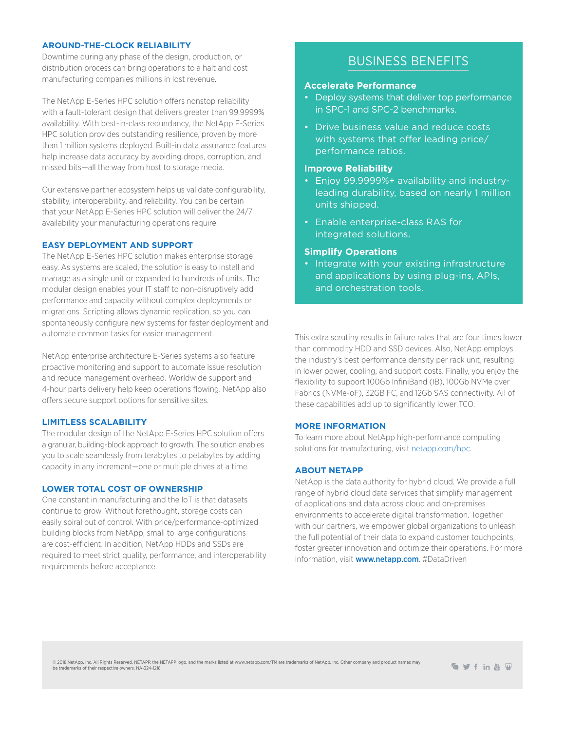### AROUND-THE-CLOCK RELIABILITY

Downtime during any phase of the design, production, or distribution process can bring operations to a halt and cost manufacturing companies millions in lost revenue.

The NetApp E-Series HPC solution offers nonstop reliability with a fault-tolerant design that delivers greater than 99.9999% availability. With best-in-class redundancy, the NetApp E-Series HPC solution provides outstanding resilience, proven by more than 1 million systems deployed. Built-in data assurance features help increase data accuracy by avoiding drops, corruption, and missed bits—all the way from host to storage media.

Our extensive partner ecosystem helps us validate configurability, stability, interoperability, and reliability. You can be certain that your NetApp E-Series HPC solution will deliver the 24/7 availability your manufacturing operations require.

### EASY DEPLOYMENT AND SUPPORT

The NetApp E-Series HPC solution makes enterprise storage easy. As systems are scaled, the solution is easy to install and manage as a single unit or expanded to hundreds of units. The modular design enables your IT staff to non-disruptively add performance and capacity without complex deployments or migrations. Scripting allows dynamic replication, so you can spontaneously configure new systems for faster deployment and automate common tasks for easier management.

NetApp enterprise architecture E-Series systems also feature proactive monitoring and support to automate issue resolution and reduce management overhead. Worldwide support and 4-hour parts delivery help keep operations flowing. NetApp also offers secure support options for sensitive sites.

### LIMITLESS SCALABILITY

The modular design of the NetApp E-Series HPC solution offers a granular, building-block approach to growth. The solution enables you to scale seamlessly from terabytes to petabytes by adding capacity in any increment—one or multiple drives at a time.

### LOWER TOTAL COST OF OWNERSHIP

One constant in manufacturing and the IoT is that datasets continue to grow. Without forethought, storage costs can easily spiral out of control. With price/performance-optimized building blocks from NetApp, small to large configurations are cost-efficient. In addition, NetApp HDDs and SSDs are required to meet strict quality, performance, and interoperability requirements before acceptance.

This extra scrutiny results in failure rates that are four times lower than commodity HDD and SSD devices. Also, NetApp employs the industry's best performance density per rack unit, resulting in lower power, cooling, and support costs. Finally, you enjoy the flexibility to support 100Gb InfiniBand (IB), 100Gb NVMe over Fabrics (NVMe-oF), 32GB FC, and 12Gb SAS connectivity. All of these capabilities add up to significantly lower TCO.

## BUSINESS BENEFITS

**Accelerate Performance**

- Deploy systems that deliver top performance in SPC-1 and SPC-2 benchmarks.
- Drive business value and reduce costs with systems that offer leading price/ performance ratios.

**Improve Reliability**

- Enjoy 99.9999%+ availability and industry-leading durability, based on nearly 1 million units shipped.
- Enable enterprise-class RAS for integrated solutions.

**Simplify Operations**

- Integrate with your existing infrastructure and applications by using plug-ins, APIs, and orchestration tools.

### MORE INFORMATION

To learn more about NetApp high-performance computing solutions for manufacturing, visit netapp.com/hpc.

### ABOUT NETAPP

NetApp is the data authority for hybrid cloud. We provide a full range of hybrid cloud data services that simplify management of applications and data across cloud and on-premises environments to accelerate digital transformation. Together with our partners, we empower global organizations to unleash the full potential of their data to expand customer touchpoints, foster greater innovation and optimize their operations. For more information, visit **www.netapp.com**. #DataDriven

© 2018 NetApp, Inc. All Rights Reserved. NETAPP, the NETAPP logo, and the marks listed at www.netapp.com/TM are trademarks of NetApp, Inc. Other company and product names may be trademarks of their respective owners. NA-324-1218